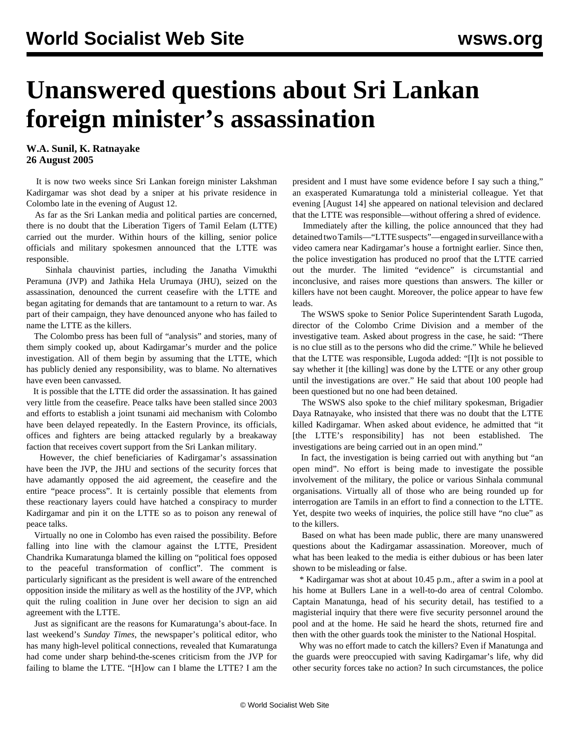# Unanswered questions about Sri Lankan foreign minister's assassination

**W.A. Sunil, K. Ratnayake**
**26 August 2005**

It is now two weeks since Sri Lankan foreign minister Lakshman Kadirgamar was shot dead by a sniper at his private residence in Colombo late in the evening of August 12.

As far as the Sri Lankan media and political parties are concerned, there is no doubt that the Liberation Tigers of Tamil Eelam (LTTE) carried out the murder. Within hours of the killing, senior police officials and military spokesmen announced that the LTTE was responsible.

Sinhala chauvinist parties, including the Janatha Vimukthi Peramuna (JVP) and Jathika Hela Urumaya (JHU), seized on the assassination, denounced the current ceasefire with the LTTE and began agitating for demands that are tantamount to a return to war. As part of their campaign, they have denounced anyone who has failed to name the LTTE as the killers.

The Colombo press has been full of "analysis" and stories, many of them simply cooked up, about Kadirgamar's murder and the police investigation. All of them begin by assuming that the LTTE, which has publicly denied any responsibility, was to blame. No alternatives have even been canvassed.

It is possible that the LTTE did order the assassination. It has gained very little from the ceasefire. Peace talks have been stalled since 2003 and efforts to establish a joint tsunami aid mechanism with Colombo have been delayed repeatedly. In the Eastern Province, its officials, offices and fighters are being attacked regularly by a breakaway faction that receives covert support from the Sri Lankan military.

However, the chief beneficiaries of Kadirgamar's assassination have been the JVP, the JHU and sections of the security forces that have adamantly opposed the aid agreement, the ceasefire and the entire "peace process". It is certainly possible that elements from these reactionary layers could have hatched a conspiracy to murder Kadirgamar and pin it on the LTTE so as to poison any renewal of peace talks.

Virtually no one in Colombo has even raised the possibility. Before falling into line with the clamour against the LTTE, President Chandrika Kumaratunga blamed the killing on "political foes opposed to the peaceful transformation of conflict". The comment is particularly significant as the president is well aware of the entrenched opposition inside the military as well as the hostility of the JVP, which quit the ruling coalition in June over her decision to sign an aid agreement with the LTTE.

Just as significant are the reasons for Kumaratunga's about-face. In last weekend's *Sunday Times*, the newspaper's political editor, who has many high-level political connections, revealed that Kumaratunga had come under sharp behind-the-scenes criticism from the JVP for failing to blame the LTTE. "[H]ow can I blame the LTTE? I am the president and I must have some evidence before I say such a thing," an exasperated Kumaratunga told a ministerial colleague. Yet that evening [August 14] she appeared on national television and declared that the LTTE was responsible—without offering a shred of evidence.

Immediately after the killing, the police announced that they had detained two Tamils—"LTTE suspects"—engaged in surveillance with a video camera near Kadirgamar's house a fortnight earlier. Since then, the police investigation has produced no proof that the LTTE carried out the murder. The limited "evidence" is circumstantial and inconclusive, and raises more questions than answers. The killer or killers have not been caught. Moreover, the police appear to have few leads.

The WSWS spoke to Senior Police Superintendent Sarath Lugoda, director of the Colombo Crime Division and a member of the investigative team. Asked about progress in the case, he said: "There is no clue still as to the persons who did the crime." While he believed that the LTTE was responsible, Lugoda added: "[I]t is not possible to say whether it [the killing] was done by the LTTE or any other group until the investigations are over." He said that about 100 people had been questioned but no one had been detained.

The WSWS also spoke to the chief military spokesman, Brigadier Daya Ratnayake, who insisted that there was no doubt that the LTTE killed Kadirgamar. When asked about evidence, he admitted that "it [the LTTE's responsibility] has not been established. The investigations are being carried out in an open mind."

In fact, the investigation is being carried out with anything but "an open mind". No effort is being made to investigate the possible involvement of the military, the police or various Sinhala communal organisations. Virtually all of those who are being rounded up for interrogation are Tamils in an effort to find a connection to the LTTE. Yet, despite two weeks of inquiries, the police still have "no clue" as to the killers.

Based on what has been made public, there are many unanswered questions about the Kadirgamar assassination. Moreover, much of what has been leaked to the media is either dubious or has been later shown to be misleading or false.

* Kadirgamar was shot at about 10.45 p.m., after a swim in a pool at his home at Bullers Lane in a well-to-do area of central Colombo. Captain Manatunga, head of his security detail, has testified to a magisterial inquiry that there were five security personnel around the pool and at the home. He said he heard the shots, returned fire and then with the other guards took the minister to the National Hospital.

Why was no effort made to catch the killers? Even if Manatunga and the guards were preoccupied with saving Kadirgamar's life, why did other security forces take no action? In such circumstances, the police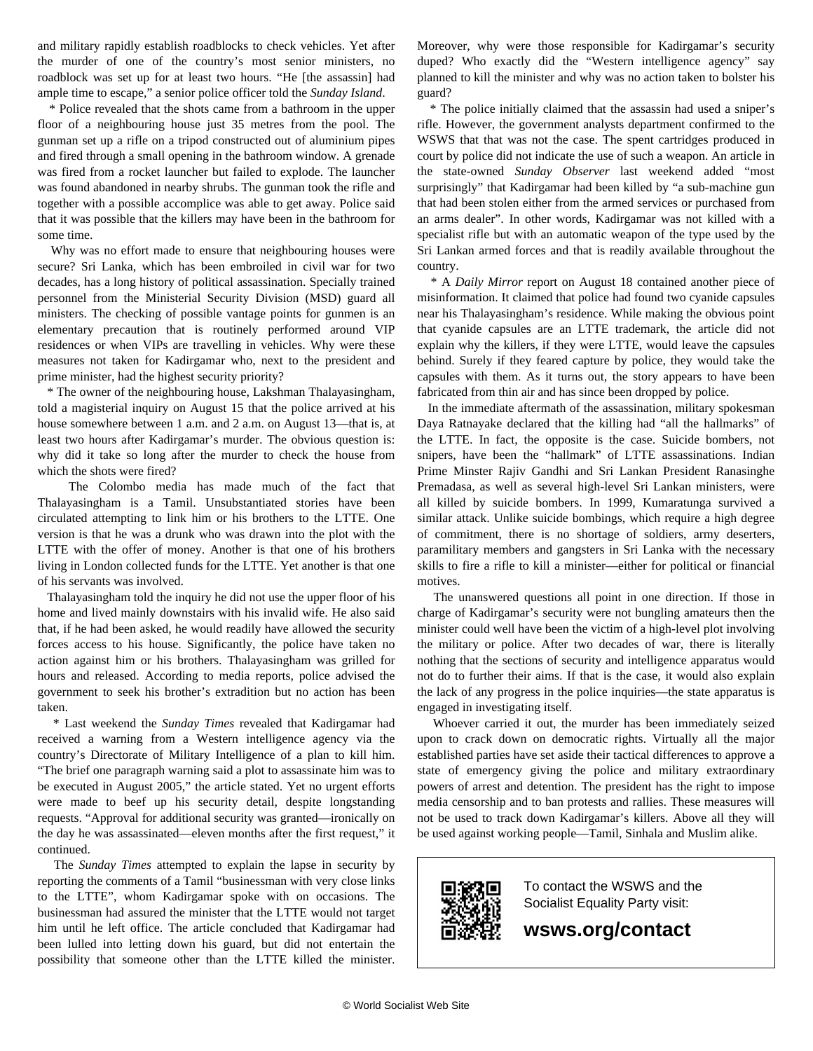and military rapidly establish roadblocks to check vehicles. Yet after the murder of one of the country's most senior ministers, no roadblock was set up for at least two hours. "He [the assassin] had ample time to escape," a senior police officer told the *Sunday Island*.

* Police revealed that the shots came from a bathroom in the upper floor of a neighbouring house just 35 metres from the pool. The gunman set up a rifle on a tripod constructed out of aluminium pipes and fired through a small opening in the bathroom window. A grenade was fired from a rocket launcher but failed to explode. The launcher was found abandoned in nearby shrubs. The gunman took the rifle and together with a possible accomplice was able to get away. Police said that it was possible that the killers may have been in the bathroom for some time.

Why was no effort made to ensure that neighbouring houses were secure? Sri Lanka, which has been embroiled in civil war for two decades, has a long history of political assassination. Specially trained personnel from the Ministerial Security Division (MSD) guard all ministers. The checking of possible vantage points for gunmen is an elementary precaution that is routinely performed around VIP residences or when VIPs are travelling in vehicles. Why were these measures not taken for Kadirgamar who, next to the president and prime minister, had the highest security priority?

* The owner of the neighbouring house, Lakshman Thalayasingham, told a magisterial inquiry on August 15 that the police arrived at his house somewhere between 1 a.m. and 2 a.m. on August 13—that is, at least two hours after Kadirgamar's murder. The obvious question is: why did it take so long after the murder to check the house from which the shots were fired?

The Colombo media has made much of the fact that Thalayasingham is a Tamil. Unsubstantiated stories have been circulated attempting to link him or his brothers to the LTTE. One version is that he was a drunk who was drawn into the plot with the LTTE with the offer of money. Another is that one of his brothers living in London collected funds for the LTTE. Yet another is that one of his servants was involved.

Thalayasingham told the inquiry he did not use the upper floor of his home and lived mainly downstairs with his invalid wife. He also said that, if he had been asked, he would readily have allowed the security forces access to his house. Significantly, the police have taken no action against him or his brothers. Thalayasingham was grilled for hours and released. According to media reports, police advised the government to seek his brother's extradition but no action has been taken.

* Last weekend the *Sunday Times* revealed that Kadirgamar had received a warning from a Western intelligence agency via the country's Directorate of Military Intelligence of a plan to kill him. "The brief one paragraph warning said a plot to assassinate him was to be executed in August 2005," the article stated. Yet no urgent efforts were made to beef up his security detail, despite longstanding requests. "Approval for additional security was granted—ironically on the day he was assassinated—eleven months after the first request," it continued.

The *Sunday Times* attempted to explain the lapse in security by reporting the comments of a Tamil "businessman with very close links to the LTTE", whom Kadirgamar spoke with on occasions. The businessman had assured the minister that the LTTE would not target him until he left office. The article concluded that Kadirgamar had been lulled into letting down his guard, but did not entertain the possibility that someone other than the LTTE killed the minister. Moreover, why were those responsible for Kadirgamar's security duped? Who exactly did the "Western intelligence agency" say planned to kill the minister and why was no action taken to bolster his guard?

* The police initially claimed that the assassin had used a sniper's rifle. However, the government analysts department confirmed to the WSWS that that was not the case. The spent cartridges produced in court by police did not indicate the use of such a weapon. An article in the state-owned *Sunday Observer* last weekend added "most surprisingly" that Kadirgamar had been killed by "a sub-machine gun that had been stolen either from the armed services or purchased from an arms dealer". In other words, Kadirgamar was not killed with a specialist rifle but with an automatic weapon of the type used by the Sri Lankan armed forces and that is readily available throughout the country.

* A *Daily Mirror* report on August 18 contained another piece of misinformation. It claimed that police had found two cyanide capsules near his Thalayasingham's residence. While making the obvious point that cyanide capsules are an LTTE trademark, the article did not explain why the killers, if they were LTTE, would leave the capsules behind. Surely if they feared capture by police, they would take the capsules with them. As it turns out, the story appears to have been fabricated from thin air and has since been dropped by police.

In the immediate aftermath of the assassination, military spokesman Daya Ratnayake declared that the killing had "all the hallmarks" of the LTTE. In fact, the opposite is the case. Suicide bombers, not snipers, have been the "hallmark" of LTTE assassinations. Indian Prime Minster Rajiv Gandhi and Sri Lankan President Ranasinghe Premadasa, as well as several high-level Sri Lankan ministers, were all killed by suicide bombers. In 1999, Kumaratunga survived a similar attack. Unlike suicide bombings, which require a high degree of commitment, there is no shortage of soldiers, army deserters, paramilitary members and gangsters in Sri Lanka with the necessary skills to fire a rifle to kill a minister—either for political or financial motives.

The unanswered questions all point in one direction. If those in charge of Kadirgamar's security were not bungling amateurs then the minister could well have been the victim of a high-level plot involving the military or police. After two decades of war, there is literally nothing that the sections of security and intelligence apparatus would not do to further their aims. If that is the case, it would also explain the lack of any progress in the police inquiries—the state apparatus is engaged in investigating itself.

Whoever carried it out, the murder has been immediately seized upon to crack down on democratic rights. Virtually all the major established parties have set aside their tactical differences to approve a state of emergency giving the police and military extraordinary powers of arrest and detention. The president has the right to impose media censorship and to ban protests and rallies. These measures will not be used to track down Kadirgamar's killers. Above all they will be used against working people—Tamil, Sinhala and Muslim alike.

To contact the WSWS and the Socialist Equality Party visit:

**wsws.org/contact**